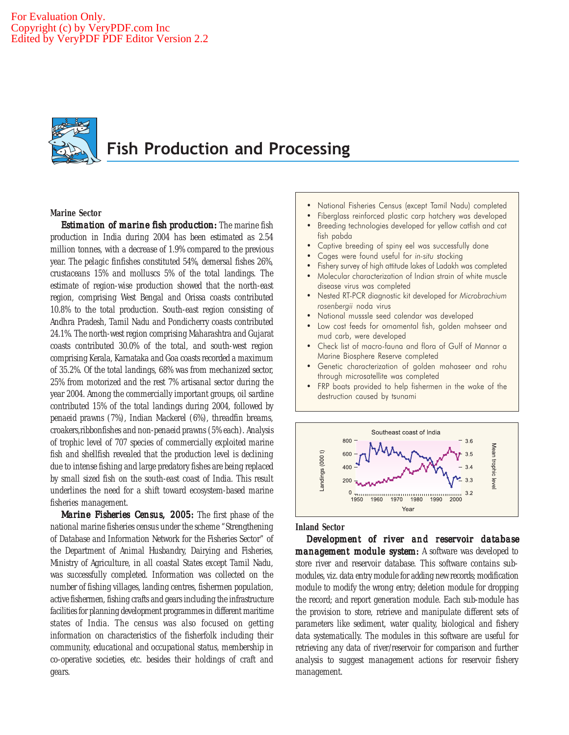# Fish Production and Processing

### Marine Sector

**Estimation of marine fish production:** The marine fish production in India during 2004 has been estimated as 2.54 million tonnes, with a decrease of 1.9% compared to the previous year. The pelagic finfishes constituted 54%, demersal fishes 26%, crustaceans 15% and molluscs 5% of the total landings. The estimate of region-wise production showed that the north-east region, comprising West Bengal and Orissa coasts contributed 10.8% to the total production. South-east region consisting of Andhra Pradesh, Tamil Nadu and Pondicherry coasts contributed 24.1%. The north-west region comprising Maharashtra and Gujarat coasts contributed 30.0% of the total, and south-west region comprising Kerala, Karnataka and Goa coasts recorded a maximum of 35.2%. Of the total landings, 68% was from mechanized sector, 25% from motorized and the rest 7% artisanal sector during the year 2004. Among the commercially important groups, oil sardine contributed 15% of the total landings during 2004, followed by penaeid prawns (7%), Indian Mackerel (6%), threadfin breams, croakers,ribbonfishes and non-penaeid prawns (5% each). Analysis of trophic level of 707 species of commercially exploited marine fish and shellfish revealed that the production level is declining due to intense fishing and large predatory fishes are being replaced by small sized fish on the south-east coast of India. This result underlines the need for a shift toward ecosystem-based marine fisheries management.

**Marine Fisheries Census, 2005:** The first phase of the national marine fisheries census under the scheme "Strengthening of Database and Information Network for the Fisheries Sector" of the Department of Animal Husbandry, Dairying and Fisheries, Ministry of Agriculture, in all coastal States except Tamil Nadu, was successfully completed. Information was collected on the number of fishing villages, landing centres, fishermen population, active fishermen, fishing crafts and gears including the infrastructure facilities for planning development programmes in different maritime states of India. The census was also focused on getting information on characteristics of the fisherfolk including their community, educational and occupational status, membership in co-operative societies, etc. besides their holdings of craft and gears.

- National Fisheries Census (except Tamil Nadu) completed
- Fiberglass reinforced plastic carp hatchery was developed
- Breeding technologies developed for yellow catfish and cat fish pabda
- Captive breeding of spiny eel was successfully done
- Cages were found useful for *in-situ* stocking
- Fishery survey of high attitude lakes of Ladakh was completed
- Molecular characterization of Indian strain of white muscle disease virus was completed
- Nested RT-PCR diagnostic kit developed for *Microbrachium rosenbergii* noda virus
- National musssle seed calendar was developed
- Low cost feeds for ornamental fish, golden mahseer and mud carb, were developed
- Check list of macro-fauna and flora of Gulf of Mannar a Marine Biosphere Reserve completed
- Genetic characterization of golden mahaseer and rohu through microsatellite was completed
- FRP boats provided to help fishermen in the wake of the destruction caused by tsunami

Southeast coast of India

### Inland Sector

**Development of river and reservoir database management module system:** A software was developed to store river and reservoir database. This software contains sub-modules, viz. data entry module for adding new records; modification module to modify the wrong entry; deletion module for dropping the record; and report generation module. Each sub-module has the provision to store, retrieve and manipulate different sets of parameters like sediment, water quality, biological and fishery data systematically. The modules in this software are useful for retrieving any data of river/reservoir for comparison and further analysis to suggest management actions for reservoir fishery management.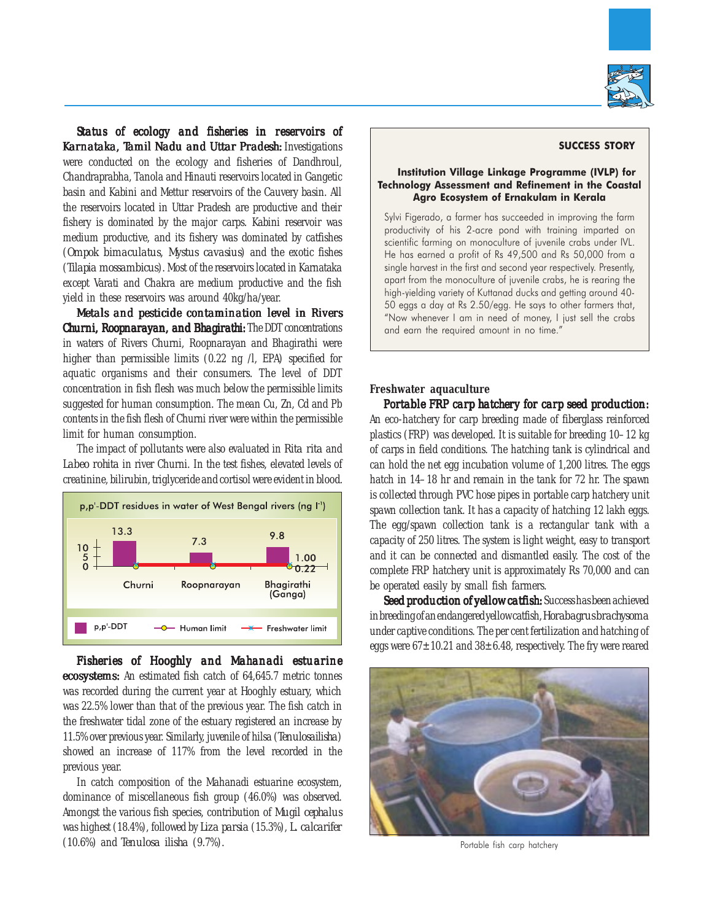***Status of ecology and fisheries in reservoirs of Karnataka, Tamil Nadu and Uttar Pradesh:*** Investigations were conducted on the ecology and fisheries of Dandhroul, Chandraprabha, Tanola and Hinauti reservoirs located in Gangetic basin and Kabini and Mettur reservoirs of the Cauvery basin. All the reservoirs located in Uttar Pradesh are productive and their fishery is dominated by the major carps. Kabini reservoir was medium productive, and its fishery was dominated by catfishes (*Ompok bimaculatus*, *Mystus cavasius*) and the exotic fishes (*Tilapia mossambicus*). Most of the reservoirs located in Karnataka except Varati and Chakra are medium productive and the fish yield in these reservoirs was around 40kg/ha/year.

***Metals and pesticide contamination level in Rivers Churni, Roopnarayan, and Bhagirathi:*** The DDT concentrations in waters of Rivers Churni, Roopnarayan and Bhagirathi were higher than permissible limits (0.22 ng /l, EPA) specified for aquatic organisms and their consumers. The level of DDT concentration in fish flesh was much below the permissible limits suggested for human consumption. The mean Cu, Zn, Cd and Pb contents in the fish flesh of Churni river were within the permissible limit for human consumption.

The impact of pollutants were also evaluated in *Rita rita* and *Labeo rohita* in river Churni. In the test fishes, elevated levels of creatinine, bilirubin, triglyceride and cortisol were evident in blood.

p,p'-DDT residues in water of West Bengal rivers (ng $l^{-1}$)

| River | p,p'-DDT | Human limit | Freshwater limit |
|---|---|---|---|
| Churni | 13.3 | 1.00 | 0.22 |
| Roopnarayan | 7.3 | 1.00 | 0.22 |
| Bhagirathi (Ganga) | 9.8 | 1.00 | 0.22 |

***Fisheries of Hooghly and Mahanadi estuarine ecosystems:*** An estimated fish catch of 64,645.7 metric tonnes was recorded during the current year at Hooghly estuary, which was 22.5% lower than that of the previous year. The fish catch in the freshwater tidal zone of the estuary registered an increase by 11.5% over previous year. Similarly, juvenile of hilsa (*Tenulosa ilisha*) showed an increase of 117% from the level recorded in the previous year.

In catch composition of the Mahanadi estuarine ecosystem, dominance of miscellaneous fish group (46.0%) was observed. Amongst the various fish species, contribution of *Mugil cephalus* was highest (18.4%), followed by *Liza parsia* (15.3%), *L. calcarifer* (10.6%) and *Tenulosa ilisha* (9.7%).

> **SUCCESS STORY**
>
> **Institution Village Linkage Programme (IVLP) for Technology Assessment and Refinement in the Coastal Agro Ecosystem of Ernakulam in Kerala**
>
> Sylvi Figerado, a farmer has succeeded in improving the farm productivity of his 2-acre pond with training imparted on scientific farming on monoculture of juvenile crabs under IVL. He has earned a profit of Rs 49,500 and Rs 50,000 from a single harvest in the first and second year respectively. Presently, apart from the monoculture of juvenile crabs, he is rearing the high-yielding variety of Kuttanad ducks and getting around 40-50 eggs a day at Rs 2.50/egg. He says to other farmers that, "Now whenever I am in need of money, I just sell the crabs and earn the required amount in no time."

**Freshwater aquaculture**

***Portable FRP carp hatchery for carp seed production:*** An eco-hatchery for carp breeding made of fiberglass reinforced plastics (FRP) was developed. It is suitable for breeding 10–12 kg of carps in field conditions. The hatching tank is cylindrical and can hold the net egg incubation volume of 1,200 litres. The eggs hatch in 14–18 hr and remain in the tank for 72 hr. The spawn is collected through PVC hose pipes in portable carp hatchery unit spawn collection tank. It has a capacity of hatching 12 lakh eggs. The egg/spawn collection tank is a rectangular tank with a capacity of 250 litres. The system is light weight, easy to transport and it can be connected and dismantled easily. The cost of the complete FRP hatchery unit is approximately Rs 70,000 and can be operated easily by small fish farmers.

***Seed production of yellow catfish:*** Success has been achieved in breeding of an endangered yellow catfish, *Horabagrus brachysoma* under captive conditions. The per cent fertilization and hatching of eggs were $67 \pm 10.21$ and $38 \pm 6.48$, respectively. The fry were reared

Portable fish carp hatchery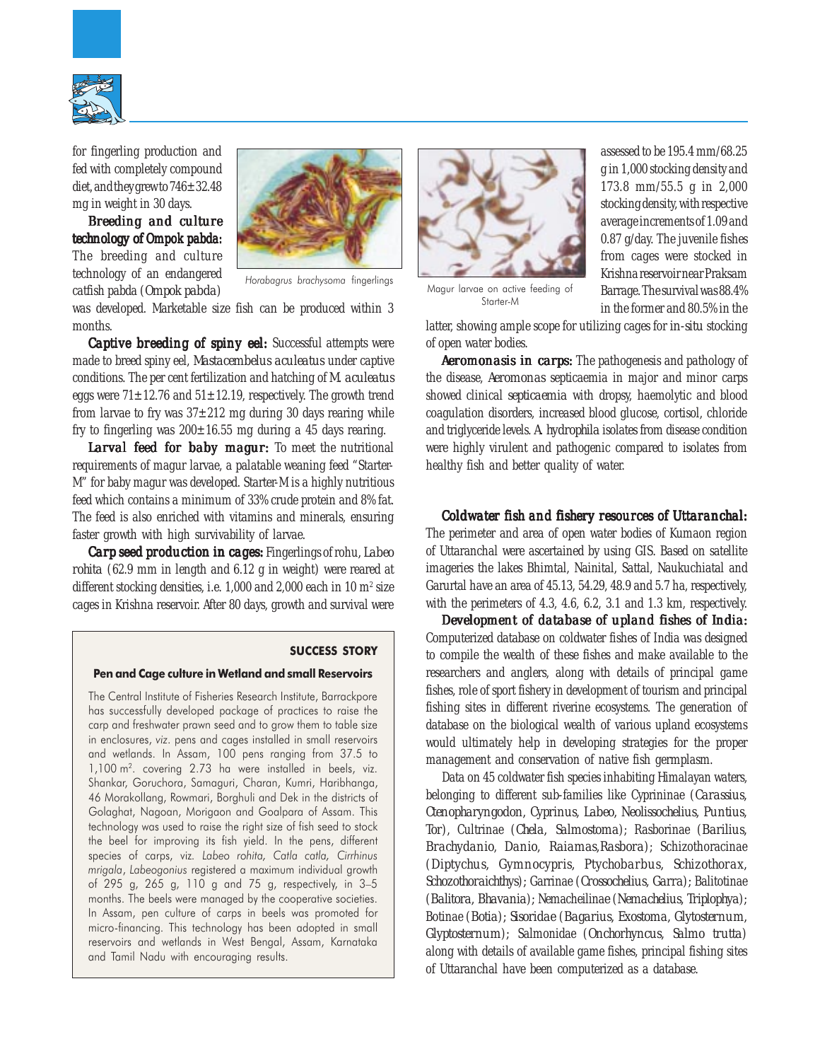for fingerling production and fed with completely compound diet, and they grew to 746±32.48 mg in weight in 30 days.

*Horabagrus brachysoma* fingerlings

**Breeding and culture technology of Ompok pabda:** The breeding and culture technology of an endangered catfish pabda (*Ompok pabda*) was developed. Marketable size fish can be produced within 3 months.

**Captive breeding of spiny eel:** Successful attempts were made to breed spiny eel, *Mastacembelus aculeatus* under captive conditions. The per cent fertilization and hatching of *M. aculeatus* eggs were 71±12.76 and 51±12.19, respectively. The growth trend from larvae to fry was 37±212 mg during 30 days rearing while fry to fingerling was 200±16.55 mg during a 45 days rearing.

**Larval feed for baby magur:** To meet the nutritional requirements of magur larvae, a palatable weaning feed "Starter-M" for baby magur was developed. Starter-M is a highly nutritious feed which contains a minimum of 33% crude protein and 8% fat. The feed is also enriched with vitamins and minerals, ensuring faster growth with high survivability of larvae.

**Carp seed production in cages:** Fingerlings of rohu, *Labeo rohita* (62.9 mm in length and 6.12 g in weight) were reared at different stocking densities, i.e. 1,000 and 2,000 each in 10 m$^2$ size cages in Krishna reservoir. After 80 days, growth and survival were assessed to be 195.4 mm/68.25 g in 1,000 stocking density and 173.8 mm/55.5 g in 2,000 stocking density, with respective average increments of 1.09 and 0.87 g/day. The juvenile fishes from cages were stocked in Krishna reservoir near Praksam Barrage. The survival was 88.4% in the former and 80.5% in the latter, showing ample scope for utilizing cages for in-situ stocking of open water bodies.

Magur larvae on active feeding of Starter-M

**Aeromonasis in carps:** The pathogenesis and pathology of the disease, *Aeromonas* septicaemia in major and minor carps showed clinical septicaemia with dropsy, haemolytic and blood coagulation disorders, increased blood glucose, cortisol, chloride and triglyceride levels. *A. hydrophila* isolates from disease condition were highly virulent and pathogenic compared to isolates from healthy fish and better quality of water.

> **SUCCESS STORY**
>
> **Pen and Cage culture in Wetland and small Reservoirs**
>
> The Central Institute of Fisheries Research Institute, Barrackpore has successfully developed package of practices to raise the carp and freshwater prawn seed and to grow them to table size in enclosures, *viz.* pens and cages installed in small reservoirs and wetlands. In Assam, 100 pens ranging from 37.5 to 1,100 m$^2$. covering 2.73 ha were installed in beels, viz. Shankar, Goruchora, Samaguri, Charan, Kumri, Haribhanga, 46 Morakollang, Rowmari, Borghuli and Dek in the districts of Golaghat, Nagoan, Morigaon and Goalpara of Assam. This technology was used to raise the right size of fish seed to stock the beel for improving its fish yield. In the pens, different species of carps, viz. *Labeo rohita, Catla catla, Cirrhinus mrigala*, *Labeogonius* registered a maximum individual growth of 295 g, 265 g, 110 g and 75 g, respectively, in 3–5 months. The beels were managed by the cooperative societies. In Assam, pen culture of carps in beels was promoted for micro-financing. This technology has been adopted in small reservoirs and wetlands in West Bengal, Assam, Karnataka and Tamil Nadu with encouraging results.

**Coldwater fish and fishery resources of Uttaranchal:** The perimeter and area of open water bodies of Kumaon region of Uttaranchal were ascertained by using GIS. Based on satellite imageries the lakes Bhimtal, Nainital, Sattal, Naukuchiatal and Garurtal have an area of 45.13, 54.29, 48.9 and 5.7 ha, respectively, with the perimeters of 4.3, 4.6, 6.2, 3.1 and 1.3 km, respectively.

**Development of database of upland fishes of India:** Computerized database on coldwater fishes of India was designed to compile the wealth of these fishes and make available to the researchers and anglers, along with details of principal game fishes, role of sport fishery in development of tourism and principal fishing sites in different riverine ecosystems. The generation of database on the biological wealth of various upland ecosystems would ultimately help in developing strategies for the proper management and conservation of native fish germplasm.

Data on 45 coldwater fish species inhabiting Himalayan waters, belonging to different sub-families like Cyprininae (*Carassius, Ctenopharyngodon, Cyprinus, Labeo, Neolissochelius, Puntius, Tor*), Cultrinae (*Chela, Salmostoma*); Rasborinae (*Barilius, Brachydanio, Danio, Raiamas, Rasbora*); Schizothoracinae (*Diptychus, Gymnocypris, Ptychobarbus, Schizothorax, Schozothoraichthys*); Garrinae (*Crossochelius, Garra*); Balitotinae (*Balitora, Bhavania*); Nemacheilinae (*Nemachelius, Triplophya*); Botinae (*Botia*); Sisoridae (*Bagarius, Exostoma, Glytosternum, Glyptosternum*); Salmonidae (*Onchorhyncus, Salmo trutta*) along with details of available game fishes, principal fishing sites of Uttaranchal have been computerized as a database.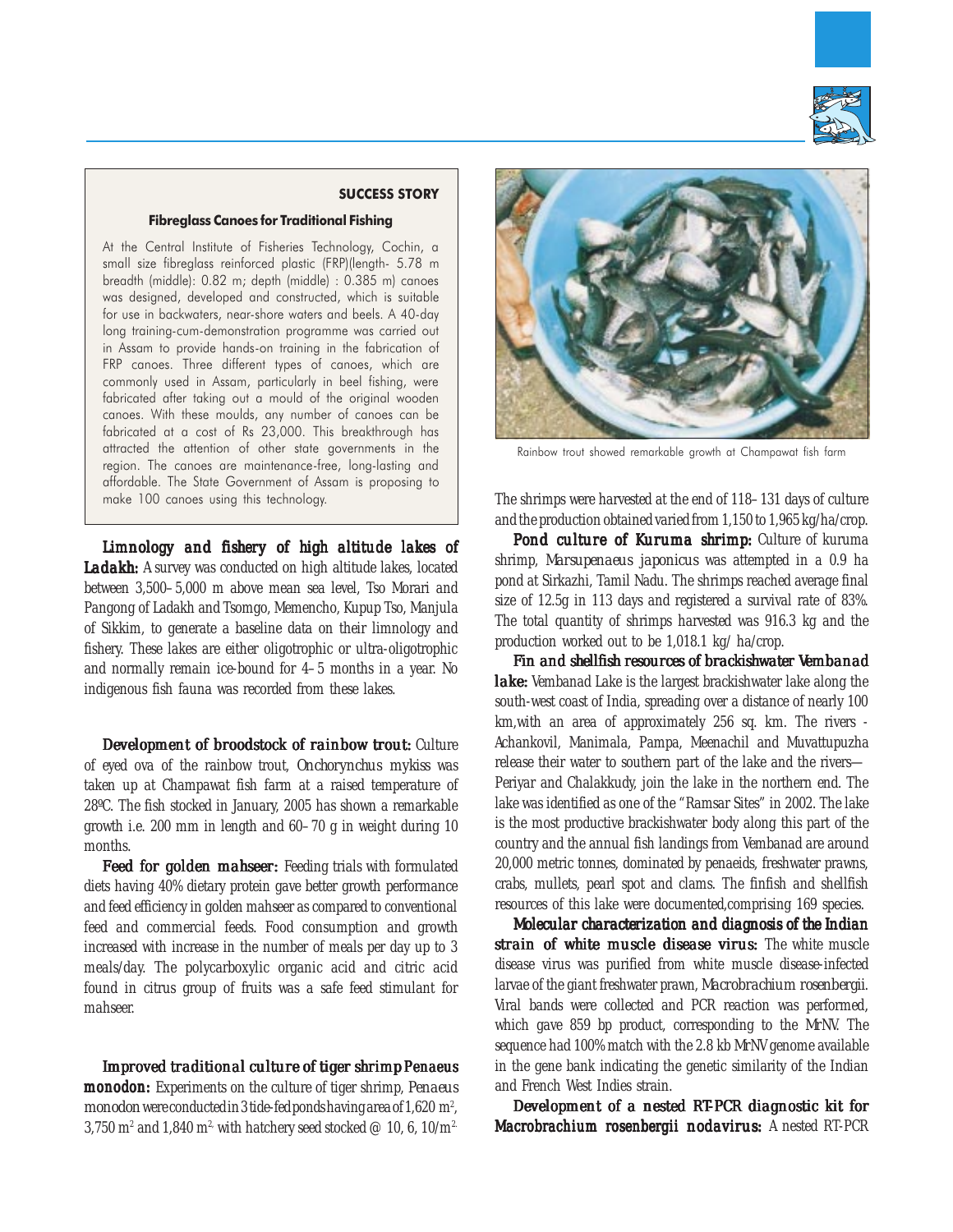**SUCCESS STORY**

**Fibreglass Canoes for Traditional Fishing**

At the Central Institute of Fisheries Technology, Cochin, a small size fibreglass reinforced plastic (FRP)(length- 5.78 m breadth (middle): 0.82 m; depth (middle) : 0.385 m) canoes was designed, developed and constructed, which is suitable for use in backwaters, near-shore waters and beels. A 40-day long training-cum-demonstration programme was carried out in Assam to provide hands-on training in the fabrication of FRP canoes. Three different types of canoes, which are commonly used in Assam, particularly in beel fishing, were fabricated after taking out a mould of the original wooden canoes. With these moulds, any number of canoes can be fabricated at a cost of Rs 23,000. This breakthrough has attracted the attention of other state governments in the region. The canoes are maintenance-free, long-lasting and affordable. The State Government of Assam is proposing to make 100 canoes using this technology.

***Limnology and fishery of high altitude lakes of Ladakh:*** A survey was conducted on high altitude lakes, located between 3,500–5,000 m above mean sea level, Tso Morari and Pangong of Ladakh and Tsomgo, Memencho, Kupup Tso, Manjula of Sikkim, to generate a baseline data on their limnology and fishery. These lakes are either oligotrophic or ultra-oligotrophic and normally remain ice-bound for 4–5 months in a year. No indigenous fish fauna was recorded from these lakes.

***Development of broodstock of rainbow trout:*** Culture of eyed ova of the rainbow trout, *Onchorynchus mykiss* was taken up at Champawat fish farm at a raised temperature of 28ºC. The fish stocked in January, 2005 has shown a remarkable growth i.e. 200 mm in length and 60–70 g in weight during 10 months.

***Feed for golden mahseer:*** Feeding trials with formulated diets having 40% dietary protein gave better growth performance and feed efficiency in golden mahseer as compared to conventional feed and commercial feeds. Food consumption and growth increased with increase in the number of meals per day up to 3 meals/day. The polycarboxylic organic acid and citric acid found in citrus group of fruits was a safe feed stimulant for mahseer.

***Improved traditional culture of tiger shrimp Penaeus monodon:*** Experiments on the culture of tiger shrimp, *Penaeus monodon* were conducted in 3 tide-fed ponds having area of 1,620 m$^2$, 3,750 m$^2$ and 1,840 m$^2$ with hatchery seed stocked @ 10, 6, 10/m$^2$. The shrimps were harvested at the end of 118–131 days of culture and the production obtained varied from 1,150 to 1,965 kg/ha/crop.

Rainbow trout showed remarkable growth at Champawat fish farm

***Pond culture of Kuruma shrimp:*** Culture of kuruma shrimp, *Marsupenaeus japonicus* was attempted in a 0.9 ha pond at Sirkazhi, Tamil Nadu. The shrimps reached average final size of 12.5g in 113 days and registered a survival rate of 83%. The total quantity of shrimps harvested was 916.3 kg and the production worked out to be 1,018.1 kg/ ha/crop.

***Fin and shellfish resources of brackishwater Vembanad lake:*** Vembanad Lake is the largest brackishwater lake along the south-west coast of India, spreading over a distance of nearly 100 km,with an area of approximately 256 sq. km. The rivers - Achankovil, Manimala, Pampa, Meenachil and Muvattupuzha release their water to southern part of the lake and the rivers—Periyar and Chalakkudy, join the lake in the northern end. The lake was identified as one of the "Ramsar Sites" in 2002. The lake is the most productive brackishwater body along this part of the country and the annual fish landings from Vembanad are around 20,000 metric tonnes, dominated by penaeids, freshwater prawns, crabs, mullets, pearl spot and clams. The finfish and shellfish resources of this lake were documented,comprising 169 species.

***Molecular characterization and diagnosis of the Indian strain of white muscle disease virus:*** The white muscle disease virus was purified from white muscle disease-infected larvae of the giant freshwater prawn, *Macrobrachium rosenbergii*. Viral bands were collected and PCR reaction was performed, which gave 859 bp product, corresponding to the MrNV. The sequence had 100% match with the 2.8 kb MrNV genome available in the gene bank indicating the genetic similarity of the Indian and French West Indies strain.

***Development of a nested RT-PCR diagnostic kit for Macrobrachium rosenbergii nodavirus:*** A nested RT-PCR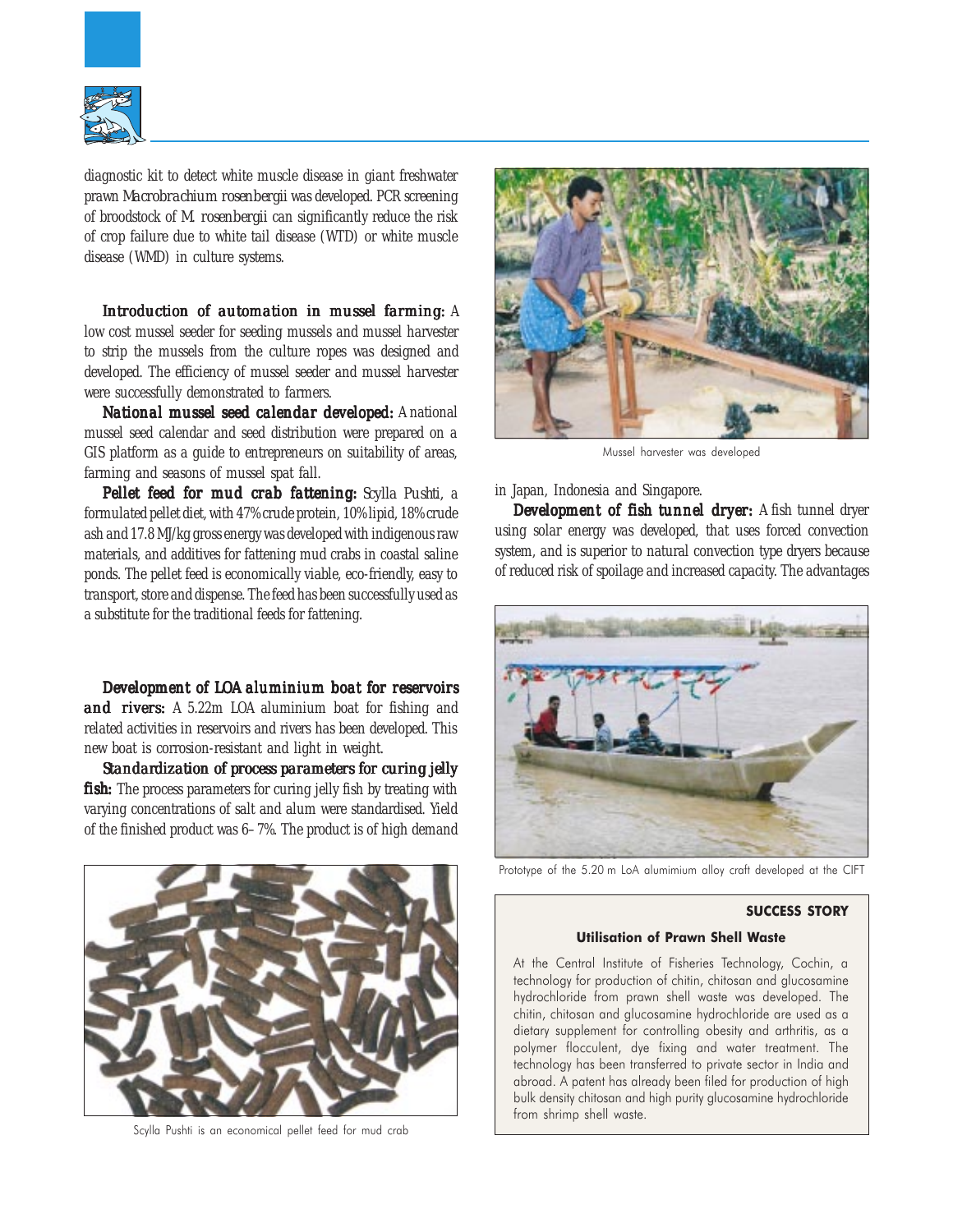diagnostic kit to detect white muscle disease in giant freshwater prawn *Macrobrachium rosenbergii* was developed. PCR screening of broodstock of *M. rosenbergii* can significantly reduce the risk of crop failure due to white tail disease (WTD) or white muscle disease (WMD) in culture systems.

***Introduction of automation in mussel farming:*** A low cost mussel seeder for seeding mussels and mussel harvester to strip the mussels from the culture ropes was designed and developed. The efficiency of mussel seeder and mussel harvester were successfully demonstrated to farmers.

***National mussel seed calendar developed:*** A national mussel seed calendar and seed distribution were prepared on a GIS platform as a guide to entrepreneurs on suitability of areas, farming and seasons of mussel spat fall.

***Pellet feed for mud crab fattening:*** Scylla Pushti, a formulated pellet diet, with 47% crude protein, 10% lipid, 18% crude ash and 17.8 MJ/kg gross energy was developed with indigenous raw materials, and additives for fattening mud crabs in coastal saline ponds. The pellet feed is economically viable, eco-friendly, easy to transport, store and dispense. The feed has been successfully used as a substitute for the traditional feeds for fattening.

***Development of LOA aluminium boat for reservoirs and rivers:*** A 5.22m LOA aluminium boat for fishing and related activities in reservoirs and rivers has been developed. This new boat is corrosion-resistant and light in weight.

***Standardization of process parameters for curing jelly fish:*** The process parameters for curing jelly fish by treating with varying concentrations of salt and alum were standardised. Yield of the finished product was 6–7%. The product is of high demand in Japan, Indonesia and Singapore.

Scylla Pushti is an economical pellet feed for mud crab

Mussel harvester was developed

***Development of fish tunnel dryer:*** A fish tunnel dryer using solar energy was developed, that uses forced convection system, and is superior to natural convection type dryers because of reduced risk of spoilage and increased capacity. The advantages

Prototype of the 5.20 m LoA alumimium alloy craft developed at the CIFT

**SUCCESS STORY**

**Utilisation of Prawn Shell Waste**

At the Central Institute of Fisheries Technology, Cochin, a technology for production of chitin, chitosan and glucosamine hydrochloride from prawn shell waste was developed. The chitin, chitosan and glucosamine hydrochloride are used as a dietary supplement for controlling obesity and arthritis, as a polymer flocculent, dye fixing and water treatment. The technology has been transferred to private sector in India and abroad. A patent has already been filed for production of high bulk density chitosan and high purity glucosamine hydrochloride from shrimp shell waste.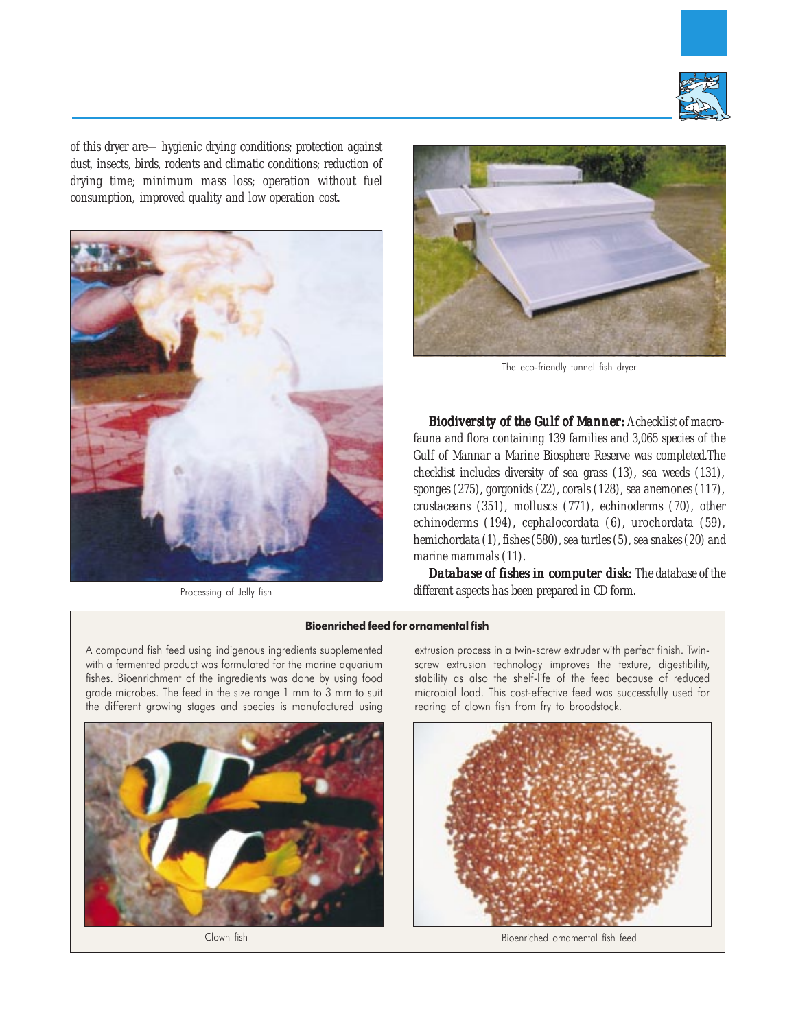of this dryer are— hygienic drying conditions; protection against dust, insects, birds, rodents and climatic conditions; reduction of drying time; minimum mass loss; operation without fuel consumption, improved quality and low operation cost.

Processing of Jelly fish

The eco-friendly tunnel fish dryer

**Biodiversity of the Gulf of Manner:** A checklist of macro-fauna and flora containing 139 families and 3,065 species of the Gulf of Mannar a Marine Biosphere Reserve was completed.The checklist includes diversity of sea grass (13), sea weeds (131), sponges (275), gorgonids (22), corals (128), sea anemones (117), crustaceans (351), molluscs (771), echinoderms (70), other echinoderms (194), cephalocordata (6), urochordata (59), hemichordata (1), fishes (580), sea turtles (5), sea snakes (20) and marine mammals (11).

**Database of fishes in computer disk:** The database of the different aspects has been prepared in CD form.

### Bioenriched feed for ornamental fish

A compound fish feed using indigenous ingredients supplemented with a fermented product was formulated for the marine aquarium fishes. Bioenrichment of the ingredients was done by using food grade microbes. The feed in the size range 1 mm to 3 mm to suit the different growing stages and species is manufactured using extrusion process in a twin-screw extruder with perfect finish. Twin-screw extrusion technology improves the texture, digestibility, stability as also the shelf-life of the feed because of reduced microbial load. This cost-effective feed was successfully used for rearing of clown fish from fry to broodstock.

Clown fish

Bioenriched ornamental fish feed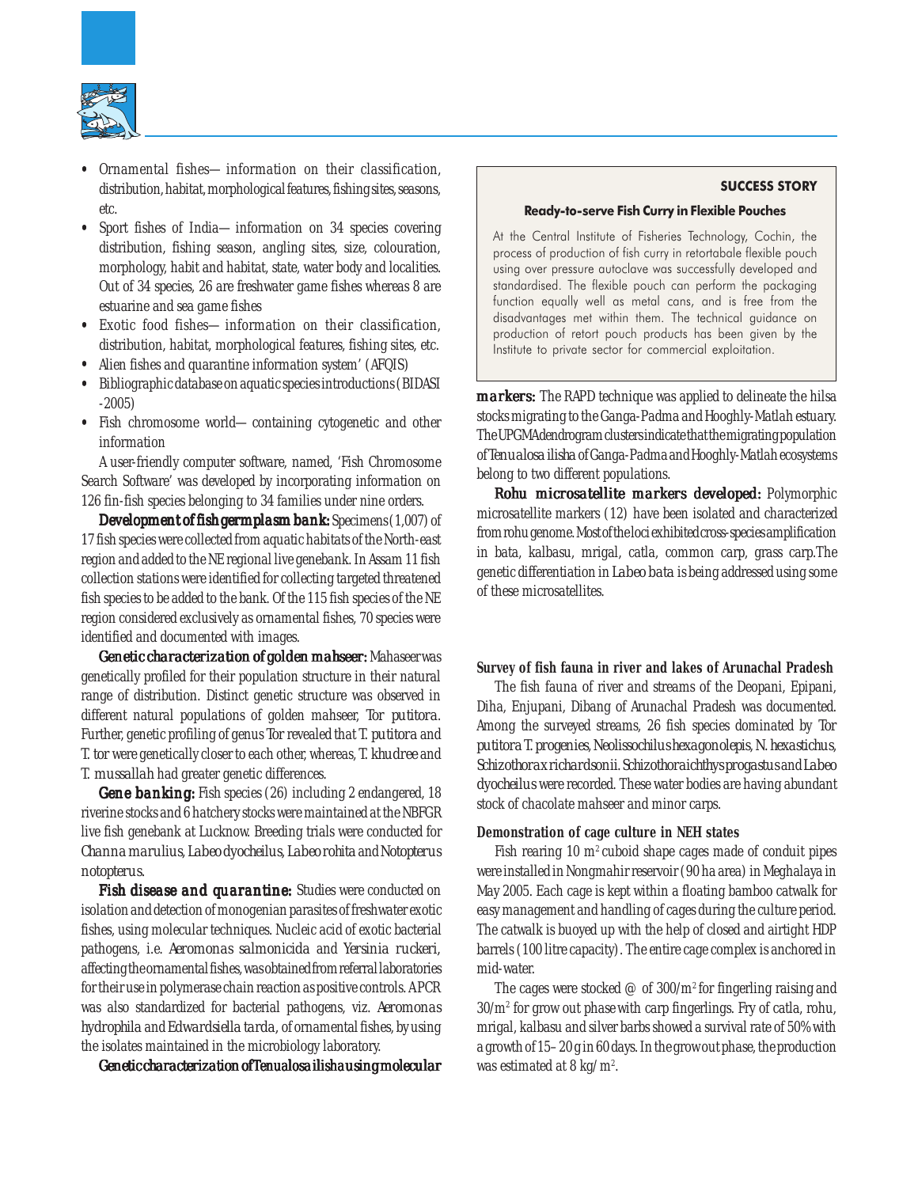- Ornamental fishes— information on their classification, distribution, habitat, morphological features, fishing sites, seasons, etc.
- Sport fishes of India— information on 34 species covering distribution, fishing season, angling sites, size, colouration, morphology, habit and habitat, state, water body and localities. Out of 34 species, 26 are freshwater game fishes whereas 8 are estuarine and sea game fishes
- Exotic food fishes— information on their classification, distribution, habitat, morphological features, fishing sites, etc.
- Alien fishes and quarantine information system' (AFQIS)
- Bibliographic database on aquatic species introductions (BIDASI -2005)
- Fish chromosome world— containing cytogenetic and other information

A user-friendly computer software, named, 'Fish Chromosome Search Software' was developed by incorporating information on 126 fin-fish species belonging to 34 families under nine orders.

***Development of fish germplasm bank:*** Specimens (1,007) of 17 fish species were collected from aquatic habitats of the North-east region and added to the NE regional live genebank. In Assam 11 fish collection stations were identified for collecting targeted threatened fish species to be added to the bank. Of the 115 fish species of the NE region considered exclusively as ornamental fishes, 70 species were identified and documented with images.

***Genetic characterization of golden mahseer:*** Mahaseer was genetically profiled for their population structure in their natural range of distribution. Distinct genetic structure was observed in different natural populations of golden mahseer, *Tor putitora*. Further, genetic profiling of genus *Tor* revealed that *T. putitora* and *T. tor* were genetically closer to each other, whereas, *T. khudree* and *T. mussallah* had greater genetic differences.

***Gene banking:*** Fish species (26) including 2 endangered, 18 riverine stocks and 6 hatchery stocks were maintained at the NBFGR live fish genebank at Lucknow. Breeding trials were conducted for *Channa marulius*, *Labeo dyocheilus*, *Labeo rohita* and *Notopterus notopterus*.

***Fish disease and quarantine:*** Studies were conducted on isolation and detection of monogenian parasites of freshwater exotic fishes, using molecular techniques. Nucleic acid of exotic bacterial pathogens, i.e. *Aeromonas salmonicida* and *Yersinia ruckeri*, affecting the ornamental fishes, was obtained from referral laboratories for their use in polymerase chain reaction as positive controls. A PCR was also standardized for bacterial pathogens, viz. *Aeromonas hydrophila* and *Edwardsiella tarda*, of ornamental fishes, by using the isolates maintained in the microbiology laboratory.

***Genetic characterization of Tenualosa ilisha using molecular markers:*** The RAPD technique was applied to delineate the hilsa stocks migrating to the Ganga-Padma and Hooghly-Matlah estuary. The UPGMA dendrogram clusters indicate that the migrating population of *Tenualosa ilisha* of Ganga-Padma and Hooghly-Matlah ecosystems belong to two different populations.

***Rohu microsatellite markers developed:*** Polymorphic microsatellite markers (12) have been isolated and characterized from rohu genome. Most of the loci exhibited cross-species amplification in bata, kalbasu, mrigal, catla, common carp, grass carp.The genetic differentiation in *Labeo bata* is being addressed using some of these microsatellites.

> **SUCCESS STORY**
>
> **Ready-to-serve Fish Curry in Flexible Pouches**
>
> At the Central Institute of Fisheries Technology, Cochin, the process of production of fish curry in retortabale flexible pouch using over pressure autoclave was successfully developed and standardised. The flexible pouch can perform the packaging function equally well as metal cans, and is free from the disadvantages met within them. The technical guidance on production of retort pouch products has been given by the Institute to private sector for commercial exploitation.

**Survey of fish fauna in river and lakes of Arunachal Pradesh**

The fish fauna of river and streams of the Deopani, Epipani, Diha, Enjupani, Dibang of Arunachal Pradesh was documented. Among the surveyed streams, 26 fish species dominated by *Tor putitora T. progenies, Neolissochilus hexagonolepis, N. hexastichus, Schizothorax richardsonii. Schizothoraichthys progastus* and *Labeo dyocheilus* were recorded. These water bodies are having abundant stock of chacolate mahseer and minor carps.

**Demonstration of cage culture in NEH states**

Fish rearing 10 m$^2$ cuboid shape cages made of conduit pipes were installed in Nongmahir reservoir (90 ha area) in Meghalaya in May 2005. Each cage is kept within a floating bamboo catwalk for easy management and handling of cages during the culture period. The catwalk is buoyed up with the help of closed and airtight HDP barrels (100 litre capacity). The entire cage complex is anchored in mid-water.

The cages were stocked @ of 300/m$^2$ for fingerling raising and 30/m$^2$ for grow out phase with carp fingerlings. Fry of catla, rohu, mrigal, kalbasu and silver barbs showed a survival rate of 50% with a growth of 15–20 g in 60 days. In the grow out phase, the production was estimated at 8 kg/m$^2$.